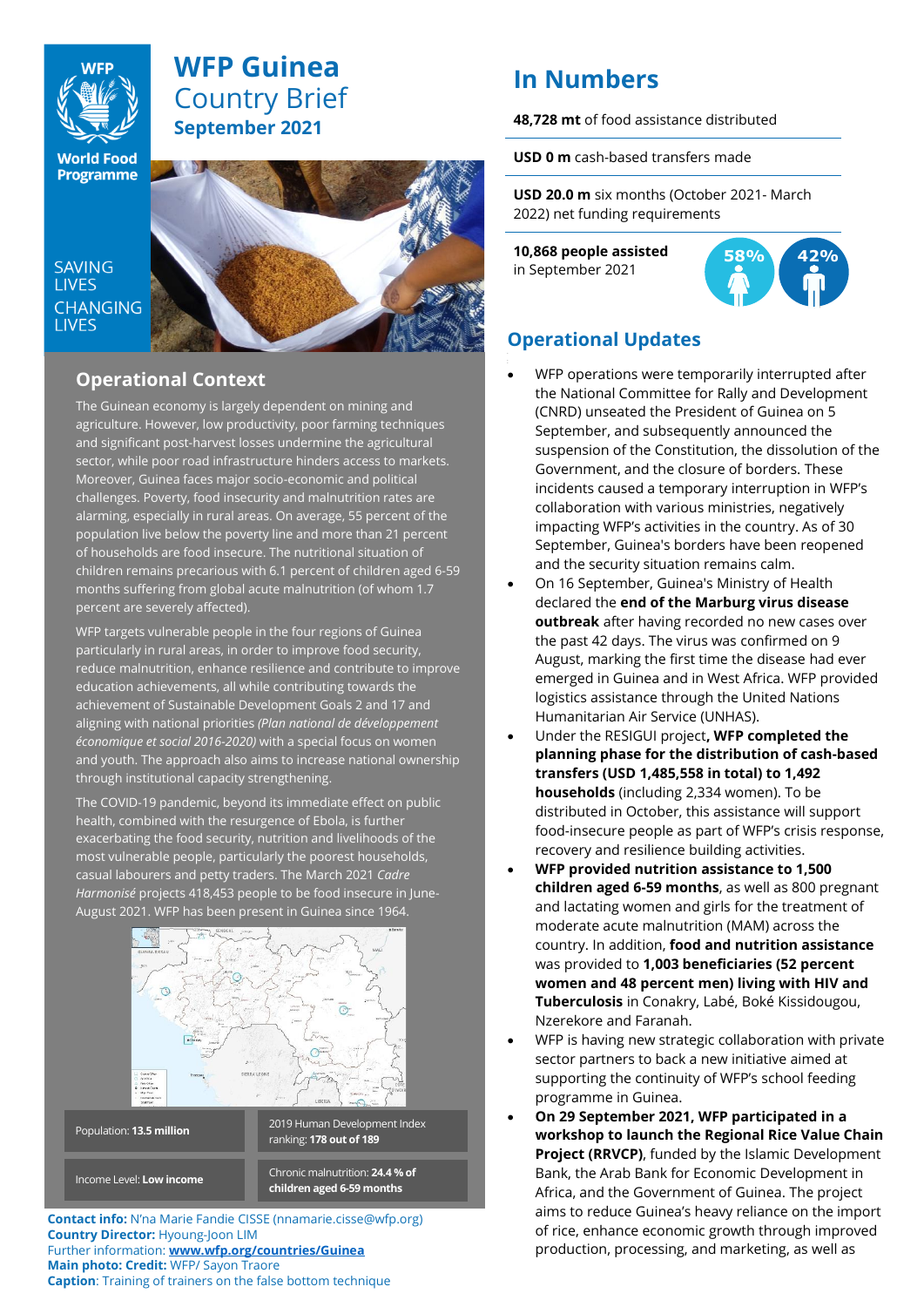# WFP Guinea Country Brief

## September 2021

SAVING LIVES CHANGING LIVES

## Operational Context

The Guinean economy is largely dependent on mining and agriculture. However, low productivity, poor farming techniques and significant post-harvest losses undermine the agricultural sector, while poor road infrastructure hinders access to markets. Moreover, Guinea faces major socio-economic and political challenges. Poverty, food insecurity and malnutrition rates are alarming, especially in rural areas. On average, 55 percent of the population live below the poverty line and more than 21 percent of households are food insecure. The nutritional situation of children remains precarious with 6.1 percent of children aged 6-59 months suffering from global acute malnutrition (of whom 1.7 percent are severely affected).

WFP targets vulnerable people in the four regions of Guinea particularly in rural areas, in order to improve food security, reduce malnutrition, enhance resilience and contribute to improve education achievements, all while contributing towards the achievement of Sustainable Development Goals 2 and 17 and aligning with national priorities *(Plan national de développement économique et social 2016-2020)* with a special focus on women and youth. The approach also aims to increase national ownership through institutional capacity strengthening.

The COVID-19 pandemic, beyond its immediate effect on public health, combined with the resurgence of Ebola, is further exacerbating the food security, nutrition and livelihoods of the most vulnerable people, particularly the poorest households, casual labourers and petty traders. The March 2021 *Cadre Harmonisé* projects 418,453 people to be food insecure in June-August 2021. WFP has been present in Guinea since 1964.

| | |
|---|---|
| Population: **13.5 million** | 2019 Human Development Index ranking: **178 out of 189** |
| Income Level: **Low income** | Chronic malnutrition: **24.4 % of children aged 6-59 months** |

**Contact info:** N'na Marie Fandie CISSE (nnamarie.cisse@wfp.org)
**Country Director:** Hyoung-Joon LIM
Further information: **www.wfp.org/countries/Guinea**
**Main photo: Credit:** WFP/ Sayon Traore
**Caption**: Training of trainers on the false bottom technique

# In Numbers

**48,728 mt** of food assistance distributed

**USD 0 m** cash-based transfers made

**USD 20.0 m** six months (October 2021- March 2022) net funding requirements

**10,868 people assisted** in September 2021

58% 42%

## Operational Updates

- WFP operations were temporarily interrupted after the National Committee for Rally and Development (CNRD) unseated the President of Guinea on 5 September, and subsequently announced the suspension of the Constitution, the dissolution of the Government, and the closure of borders. These incidents caused a temporary interruption in WFP's collaboration with various ministries, negatively impacting WFP's activities in the country. As of 30 September, Guinea's borders have been reopened and the security situation remains calm.
- On 16 September, Guinea's Ministry of Health declared the **end of the Marburg virus disease outbreak** after having recorded no new cases over the past 42 days. The virus was confirmed on 9 August, marking the first time the disease had ever emerged in Guinea and in West Africa. WFP provided logistics assistance through the United Nations Humanitarian Air Service (UNHAS).
- Under the RESIGUI project**, WFP completed the planning phase for the distribution of cash-based transfers (USD 1,485,558 in total) to 1,492 households** (including 2,334 women). To be distributed in October, this assistance will support food-insecure people as part of WFP's crisis response, recovery and resilience building activities.
- **WFP provided nutrition assistance to 1,500 children aged 6-59 months**, as well as 800 pregnant and lactating women and girls for the treatment of moderate acute malnutrition (MAM) across the country. In addition, **food and nutrition assistance** was provided to **1,003 beneficiaries (52 percent women and 48 percent men) living with HIV and Tuberculosis** in Conakry, Labé, Boké Kissidougou, Nzerekore and Faranah.
- WFP is having new strategic collaboration with private sector partners to back a new initiative aimed at supporting the continuity of WFP's school feeding programme in Guinea.
- **On 29 September 2021, WFP participated in a workshop to launch the Regional Rice Value Chain Project (RRVCP)**, funded by the Islamic Development Bank, the Arab Bank for Economic Development in Africa, and the Government of Guinea. The project aims to reduce Guinea's heavy reliance on the import of rice, enhance economic growth through improved production, processing, and marketing, as well as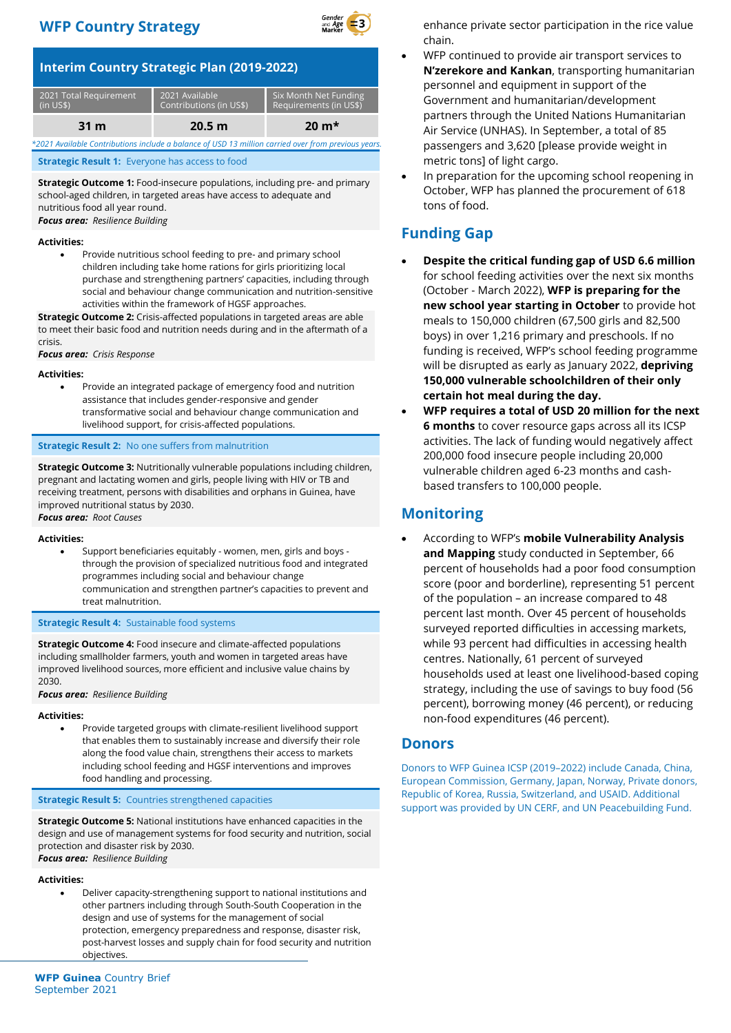## WFP Country Strategy

Gender and Age Marker =3

### Interim Country Strategic Plan (2019-2022)

| 2021 Total Requirement (in US$) | 2021 Available Contributions (in US$) | Six Month Net Funding Requirements (in US$) |
|---|---|---|
| 31 m | 20.5 m | 20 m* |

*2021 Available Contributions include a balance of USD 13 million carried over from previous years.*

**Strategic Result 1:** Everyone has access to food

**Strategic Outcome 1:** Food-insecure populations, including pre- and primary school-aged children, in targeted areas have access to adequate and nutritious food all year round.
***Focus area:*** *Resilience Building*

**Activities:**

- Provide nutritious school feeding to pre- and primary school children including take home rations for girls prioritizing local purchase and strengthening partners' capacities, including through social and behaviour change communication and nutrition-sensitive activities within the framework of HGSF approaches.

**Strategic Outcome 2:** Crisis-affected populations in targeted areas are able to meet their basic food and nutrition needs during and in the aftermath of a crisis.
***Focus area:*** *Crisis Response*

**Activities:**

- Provide an integrated package of emergency food and nutrition assistance that includes gender-responsive and gender transformative social and behaviour change communication and livelihood support, for crisis-affected populations.

**Strategic Result 2:** No one suffers from malnutrition

**Strategic Outcome 3:** Nutritionally vulnerable populations including children, pregnant and lactating women and girls, people living with HIV or TB and receiving treatment, persons with disabilities and orphans in Guinea, have improved nutritional status by 2030.
***Focus area:*** *Root Causes*

**Activities:**

- Support beneficiaries equitably - women, men, girls and boys - through the provision of specialized nutritious food and integrated programmes including social and behaviour change communication and strengthen partner's capacities to prevent and treat malnutrition.

**Strategic Result 4:** Sustainable food systems

**Strategic Outcome 4:** Food insecure and climate-affected populations including smallholder farmers, youth and women in targeted areas have improved livelihood sources, more efficient and inclusive value chains by 2030.
***Focus area:*** *Resilience Building*

**Activities:**

- Provide targeted groups with climate-resilient livelihood support that enables them to sustainably increase and diversify their role along the food value chain, strengthens their access to markets including school feeding and HGSF interventions and improves food handling and processing.

**Strategic Result 5:** Countries strengthened capacities

**Strategic Outcome 5:** National institutions have enhanced capacities in the design and use of management systems for food security and nutrition, social protection and disaster risk by 2030.
***Focus area:*** *Resilience Building*

**Activities:**

- Deliver capacity-strengthening support to national institutions and other partners including through South-South Cooperation in the design and use of systems for the management of social protection, emergency preparedness and response, disaster risk, post-harvest losses and supply chain for food security and nutrition objectives.

enhance private sector participation in the rice value chain.

- WFP continued to provide air transport services to **N'zerekore and Kankan**, transporting humanitarian personnel and equipment in support of the Government and humanitarian/development partners through the United Nations Humanitarian Air Service (UNHAS). In September, a total of 85 passengers and 3,620 [please provide weight in metric tons] of light cargo.
- In preparation for the upcoming school reopening in October, WFP has planned the procurement of 618 tons of food.

## Funding Gap

- **Despite the critical funding gap of USD 6.6 million** for school feeding activities over the next six months (October - March 2022), **WFP is preparing for the new school year starting in October** to provide hot meals to 150,000 children (67,500 girls and 82,500 boys) in over 1,216 primary and preschools. If no funding is received, WFP's school feeding programme will be disrupted as early as January 2022, **depriving 150,000 vulnerable schoolchildren of their only certain hot meal during the day.**
- **WFP requires a total of USD 20 million for the next 6 months** to cover resource gaps across all its ICSP activities. The lack of funding would negatively affect 200,000 food insecure people including 20,000 vulnerable children aged 6-23 months and cash-based transfers to 100,000 people.

## Monitoring

- According to WFP's **mobile Vulnerability Analysis and Mapping** study conducted in September, 66 percent of households had a poor food consumption score (poor and borderline), representing 51 percent of the population – an increase compared to 48 percent last month. Over 45 percent of households surveyed reported difficulties in accessing markets, while 93 percent had difficulties in accessing health centres. Nationally, 61 percent of surveyed households used at least one livelihood-based coping strategy, including the use of savings to buy food (56 percent), borrowing money (46 percent), or reducing non-food expenditures (46 percent).

## Donors

Donors to WFP Guinea ICSP (2019–2022) include Canada, China, European Commission, Germany, Japan, Norway, Private donors, Republic of Korea, Russia, Switzerland, and USAID. Additional support was provided by UN CERF, and UN Peacebuilding Fund.